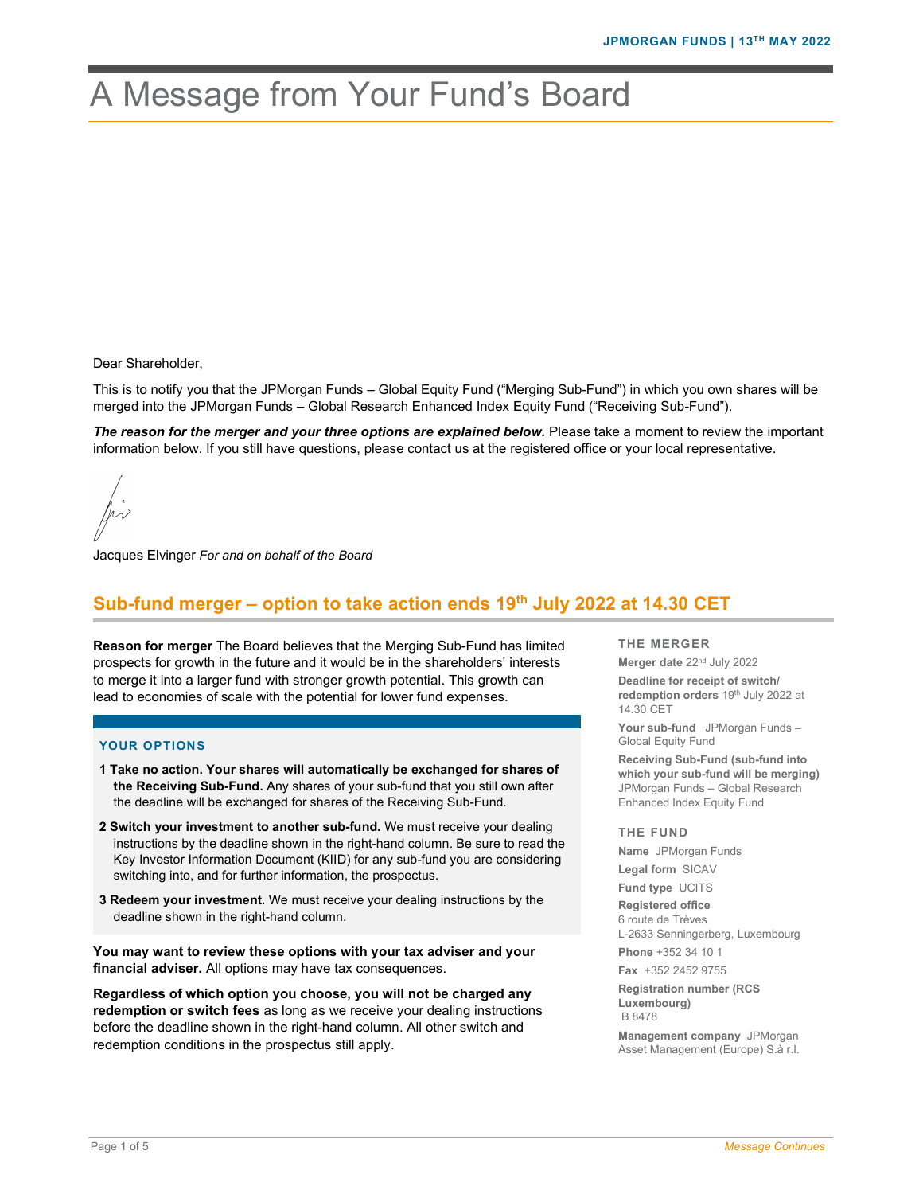# A Message from Your Fund's Board

Dear Shareholder,

This is to notify you that the JPMorgan Funds – Global Equity Fund ("Merging Sub-Fund") in which you own shares will be merged into the JPMorgan Funds – Global Research Enhanced Index Equity Fund ("Receiving Sub-Fund").

***The reason for the merger and your three options are explained below.*** Please take a moment to review the important information below. If you still have questions, please contact us at the registered office or your local representative.

Jacques Elvinger *For and on behalf of the Board*

## Sub-fund merger – option to take action ends 19th July 2022 at 14.30 CET

**Reason for merger** The Board believes that the Merging Sub-Fund has limited prospects for growth in the future and it would be in the shareholders' interests to merge it into a larger fund with stronger growth potential. This growth can lead to economies of scale with the potential for lower fund expenses.

### YOUR OPTIONS

1. **Take no action. Your shares will automatically be exchanged for shares of the Receiving Sub-Fund.** Any shares of your sub-fund that you still own after the deadline will be exchanged for shares of the Receiving Sub-Fund.
2. **Switch your investment to another sub-fund.** We must receive your dealing instructions by the deadline shown in the right-hand column. Be sure to read the Key Investor Information Document (KIID) for any sub-fund you are considering switching into, and for further information, the prospectus.
3. **Redeem your investment.** We must receive your dealing instructions by the deadline shown in the right-hand column.

**You may want to review these options with your tax adviser and your financial adviser.** All options may have tax consequences.

**Regardless of which option you choose, you will not be charged any redemption or switch fees** as long as we receive your dealing instructions before the deadline shown in the right-hand column. All other switch and redemption conditions in the prospectus still apply.

### THE MERGER

**Merger date** 22nd July 2022

**Deadline for receipt of switch/ redemption orders** 19th July 2022 at 14.30 CET

**Your sub-fund** JPMorgan Funds – Global Equity Fund

**Receiving Sub-Fund (sub-fund into which your sub-fund will be merging)** JPMorgan Funds – Global Research Enhanced Index Equity Fund

### THE FUND

**Name** JPMorgan Funds

**Legal form** SICAV

**Fund type** UCITS

**Registered office**
6 route de Trèves
L-2633 Senningerberg, Luxembourg

**Phone** +352 34 10 1

**Fax** +352 2452 9755

**Registration number (RCS Luxembourg)** B 8478

**Management company** JPMorgan Asset Management (Europe) S.à r.l.

*Message Continues*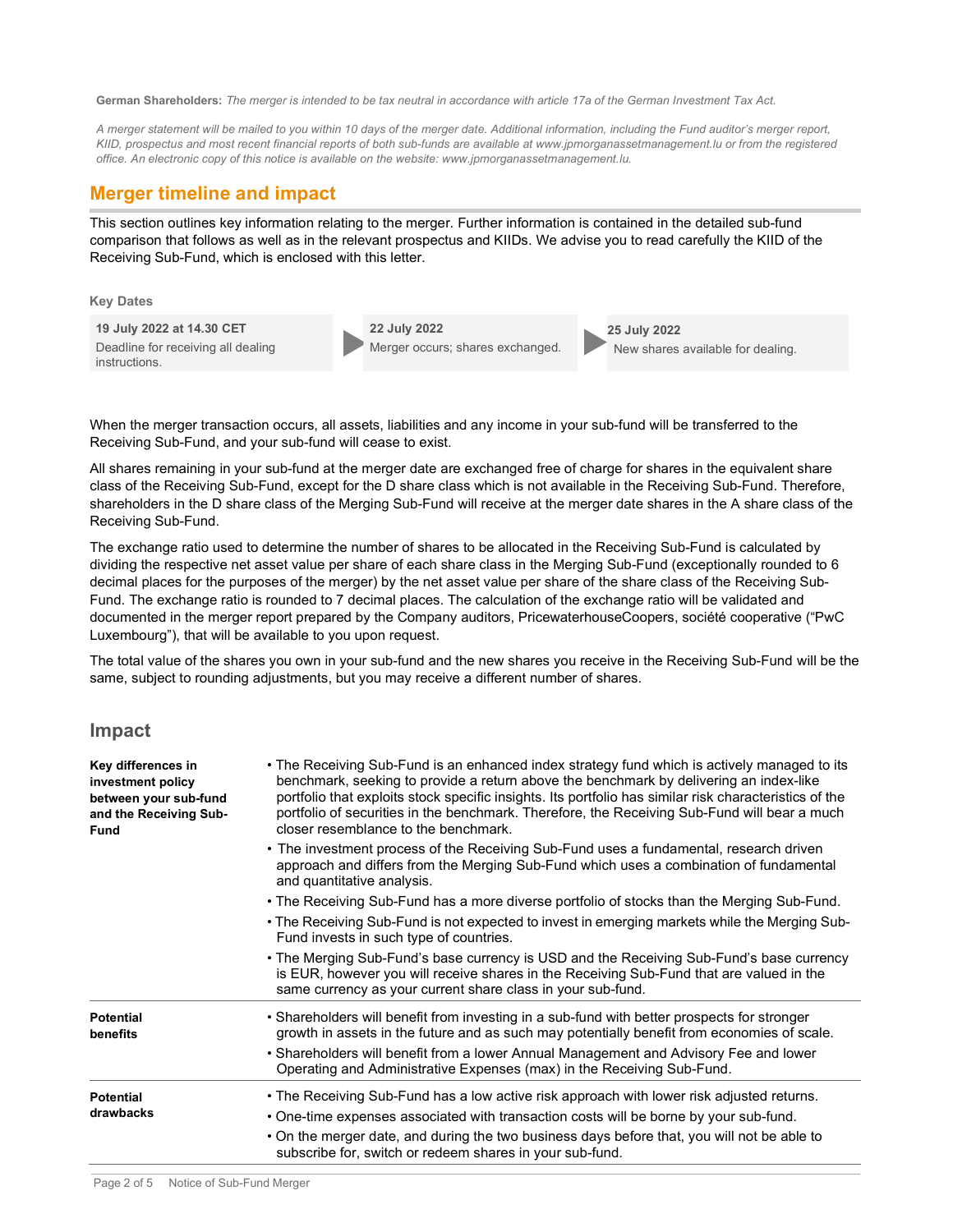**German Shareholders:** *The merger is intended to be tax neutral in accordance with article 17a of the German Investment Tax Act.*

*A merger statement will be mailed to you within 10 days of the merger date. Additional information, including the Fund auditor's merger report, KIID, prospectus and most recent financial reports of both sub-funds are available at www.jpmorganassetmanagement.lu or from the registered office. An electronic copy of this notice is available on the website: www.jpmorganassetmanagement.lu.*

## Merger timeline and impact

This section outlines key information relating to the merger. Further information is contained in the detailed sub-fund comparison that follows as well as in the relevant prospectus and KIIDs. We advise you to read carefully the KIID of the Receiving Sub-Fund, which is enclosed with this letter.

**Key Dates**

| | | |
|---|---|---|
| **19 July 2022 at 14.30 CET** Deadline for receiving all dealing instructions. | **22 July 2022** Merger occurs; shares exchanged. | **25 July 2022** New shares available for dealing. |

When the merger transaction occurs, all assets, liabilities and any income in your sub-fund will be transferred to the Receiving Sub-Fund, and your sub-fund will cease to exist.

All shares remaining in your sub-fund at the merger date are exchanged free of charge for shares in the equivalent share class of the Receiving Sub-Fund, except for the D share class which is not available in the Receiving Sub-Fund. Therefore, shareholders in the D share class of the Merging Sub-Fund will receive at the merger date shares in the A share class of the Receiving Sub-Fund.

The exchange ratio used to determine the number of shares to be allocated in the Receiving Sub-Fund is calculated by dividing the respective net asset value per share of each share class in the Merging Sub-Fund (exceptionally rounded to 6 decimal places for the purposes of the merger) by the net asset value per share of the share class of the Receiving Sub-Fund. The exchange ratio is rounded to 7 decimal places. The calculation of the exchange ratio will be validated and documented in the merger report prepared by the Company auditors, PricewaterhouseCoopers, société cooperative ("PwC Luxembourg"), that will be available to you upon request.

The total value of the shares you own in your sub-fund and the new shares you receive in the Receiving Sub-Fund will be the same, subject to rounding adjustments, but you may receive a different number of shares.

### Impact

| | |
|---|---|
| **Key differences in investment policy between your sub-fund and the Receiving Sub-Fund** | • The Receiving Sub-Fund is an enhanced index strategy fund which is actively managed to its benchmark, seeking to provide a return above the benchmark by delivering an index-like portfolio that exploits stock specific insights. Its portfolio has similar risk characteristics of the portfolio of securities in the benchmark. Therefore, the Receiving Sub-Fund will bear a much closer resemblance to the benchmark.<br>• The investment process of the Receiving Sub-Fund uses a fundamental, research driven approach and differs from the Merging Sub-Fund which uses a combination of fundamental and quantitative analysis.<br>• The Receiving Sub-Fund has a more diverse portfolio of stocks than the Merging Sub-Fund.<br>• The Receiving Sub-Fund is not expected to invest in emerging markets while the Merging Sub-Fund invests in such type of countries.<br>• The Merging Sub-Fund's base currency is USD and the Receiving Sub-Fund's base currency is EUR, however you will receive shares in the Receiving Sub-Fund that are valued in the same currency as your current share class in your sub-fund. |
| **Potential benefits** | • Shareholders will benefit from investing in a sub-fund with better prospects for stronger growth in assets in the future and as such may potentially benefit from economies of scale.<br>• Shareholders will benefit from a lower Annual Management and Advisory Fee and lower Operating and Administrative Expenses (max) in the Receiving Sub-Fund. |
| **Potential drawbacks** | • The Receiving Sub-Fund has a low active risk approach with lower risk adjusted returns.<br>• One-time expenses associated with transaction costs will be borne by your sub-fund.<br>• On the merger date, and during the two business days before that, you will not be able to subscribe for, switch or redeem shares in your sub-fund. |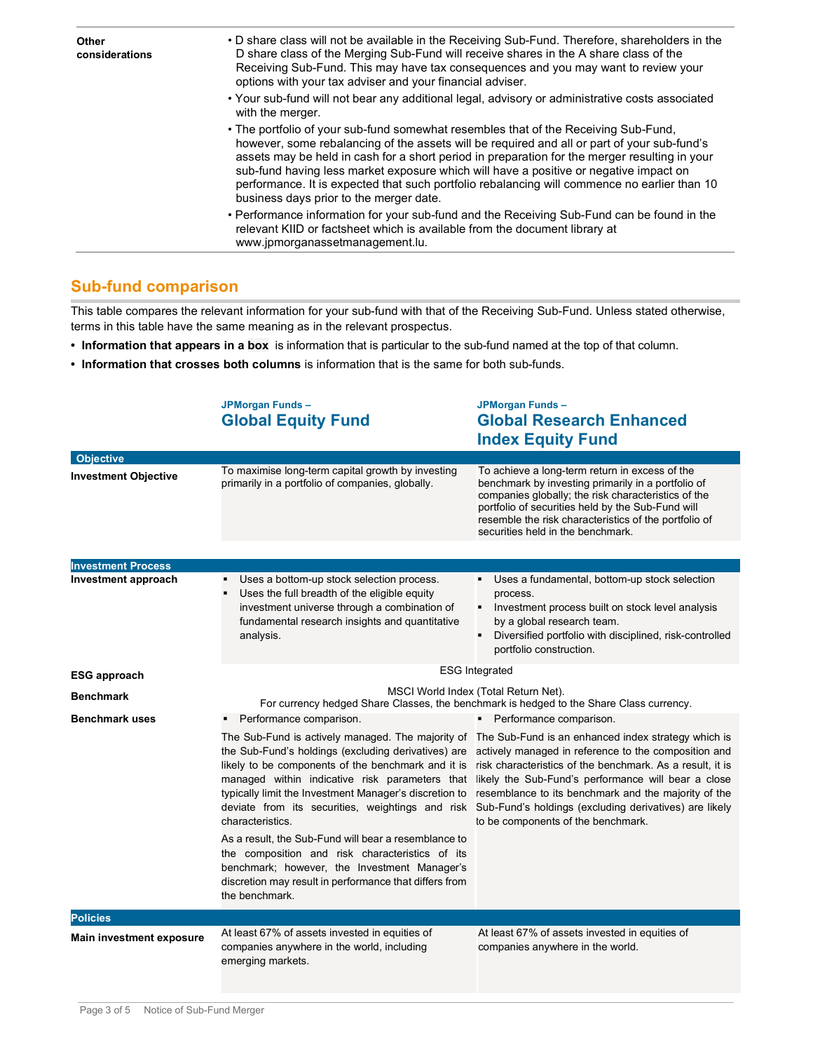| Other considerations | • D share class will not be available in the Receiving Sub-Fund. Therefore, shareholders in the D share class of the Merging Sub-Fund will receive shares in the A share class of the Receiving Sub-Fund. This may have tax consequences and you may want to review your options with your tax adviser and your financial adviser.<br>• Your sub-fund will not bear any additional legal, advisory or administrative costs associated with the merger.<br>• The portfolio of your sub-fund somewhat resembles that of the Receiving Sub-Fund, however, some rebalancing of the assets will be required and all or part of your sub-fund's assets may be held in cash for a short period in preparation for the merger resulting in your sub-fund having less market exposure which will have a positive or negative impact on performance. It is expected that such portfolio rebalancing will commence no earlier than 10 business days prior to the merger date.<br>• Performance information for your sub-fund and the Receiving Sub-Fund can be found in the relevant KIID or factsheet which is available from the document library at www.jpmorganassetmanagement.lu. |
|---|---|

## Sub-fund comparison

This table compares the relevant information for your sub-fund with that of the Receiving Sub-Fund. Unless stated otherwise, terms in this table have the same meaning as in the relevant prospectus.

- **Information that appears in a box** is information that is particular to the sub-fund named at the top of that column.
- **Information that crosses both columns** is information that is the same for both sub-funds.

| | JPMorgan Funds – **Global Equity Fund** | JPMorgan Funds – **Global Research Enhanced Index Equity Fund** |
|---|---|---|
| **Objective** | | |
| **Investment Objective** | To maximise long-term capital growth by investing primarily in a portfolio of companies, globally. | To achieve a long-term return in excess of the benchmark by investing primarily in a portfolio of companies globally; the risk characteristics of the portfolio of securities held by the Sub-Fund will resemble the risk characteristics of the portfolio of securities held in the benchmark. |
| **Investment Process** | | |
| **Investment approach** | ▪ Uses a bottom-up stock selection process.<br>▪ Uses the full breadth of the eligible equity investment universe through a combination of fundamental research insights and quantitative analysis. | ▪ Uses a fundamental, bottom-up stock selection process.<br>▪ Investment process built on stock level analysis by a global research team.<br>▪ Diversified portfolio with disciplined, risk-controlled portfolio construction. |
| **ESG approach** | ESG Integrated | |
| **Benchmark** | MSCI World Index (Total Return Net).<br>For currency hedged Share Classes, the benchmark is hedged to the Share Class currency. | |
| **Benchmark uses** | ▪ Performance comparison.<br><br>The Sub-Fund is actively managed. The majority of the Sub-Fund's holdings (excluding derivatives) are likely to be components of the benchmark and it is managed within indicative risk parameters that typically limit the Investment Manager's discretion to deviate from its securities, weightings and risk characteristics.<br><br>As a result, the Sub-Fund will bear a resemblance to the composition and risk characteristics of its benchmark; however, the Investment Manager's discretion may result in performance that differs from the benchmark. | ▪ Performance comparison.<br><br>The Sub-Fund is an enhanced index strategy which is actively managed in reference to the composition and risk characteristics of the benchmark. As a result, it is likely the Sub-Fund's performance will bear a close resemblance to its benchmark and the majority of the Sub-Fund's holdings (excluding derivatives) are likely to be components of the benchmark. |
| **Policies** | | |
| **Main investment exposure** | At least 67% of assets invested in equities of companies anywhere in the world, including emerging markets. | At least 67% of assets invested in equities of companies anywhere in the world. |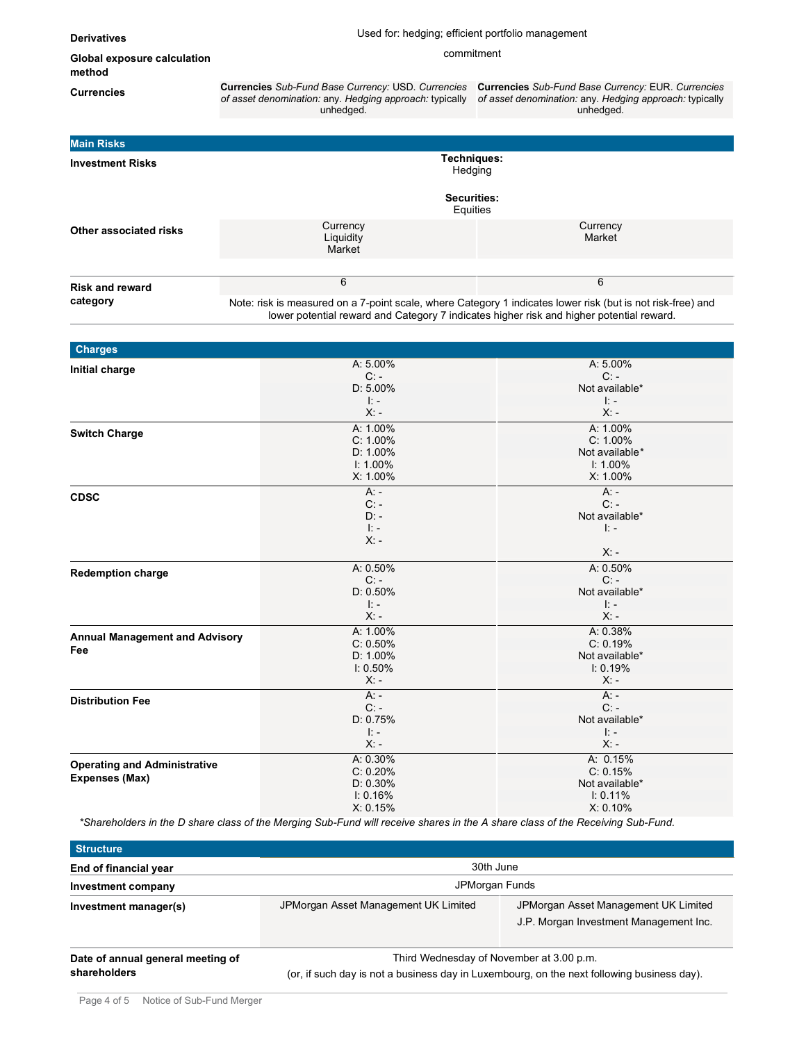| | | |
|---|---|---|
| **Derivatives** | Used for: hedging; efficient portfolio management | |
| **Global exposure calculation method** | commitment | |
| **Currencies** | **Currencies** *Sub-Fund Base Currency:* USD. *Currencies of asset denomination:* any. *Hedging approach:* typically unhedged. | **Currencies** *Sub-Fund Base Currency:* EUR. *Currencies of asset denomination:* any. *Hedging approach:* typically unhedged. |

## Main Risks

| | | |
|---|---|---|
| **Investment Risks** | **Techniques:** Hedging<br><br>**Securities:** Equities | |
| **Other associated risks** | Currency<br>Liquidity<br>Market | Currency<br>Market |
| **Risk and reward category** | 6 | 6 |

Note: risk is measured on a 7-point scale, where Category 1 indicates lower risk (but is not risk-free) and lower potential reward and Category 7 indicates higher risk and higher potential reward.

## Charges

| | | |
|---|---|---|
| **Initial charge** | A: 5.00%<br>C: -<br>D: 5.00%<br>I: -<br>X: - | A: 5.00%<br>C: -<br>Not available*<br>I: -<br>X: - |
| **Switch Charge** | A: 1.00%<br>C: 1.00%<br>D: 1.00%<br>I: 1.00%<br>X: 1.00% | A: 1.00%<br>C: 1.00%<br>Not available*<br>I: 1.00%<br>X: 1.00% |
| **CDSC** | A: -<br>C: -<br>D: -<br>I: -<br>X: - | A: -<br>C: -<br>Not available*<br>I: -<br>X: - |
| **Redemption charge** | A: 0.50%<br>C: -<br>D: 0.50%<br>I: -<br>X: - | A: 0.50%<br>C: -<br>Not available*<br>I: -<br>X: - |
| **Annual Management and Advisory Fee** | A: 1.00%<br>C: 0.50%<br>D: 1.00%<br>I: 0.50%<br>X: - | A: 0.38%<br>C: 0.19%<br>Not available*<br>I: 0.19%<br>X: - |
| **Distribution Fee** | A: -<br>C: -<br>D: 0.75%<br>I: -<br>X: - | A: -<br>C: -<br>Not available*<br>I: -<br>X: - |
| **Operating and Administrative Expenses (Max)** | A: 0.30%<br>C: 0.20%<br>D: 0.30%<br>I: 0.16%<br>X: 0.15% | A: 0.15%<br>C: 0.15%<br>Not available*<br>I: 0.11%<br>X: 0.10% |

*\*Shareholders in the D share class of the Merging Sub-Fund will receive shares in the A share class of the Receiving Sub-Fund.*

## Structure

| | | |
|---|---|---|
| **End of financial year** | 30th June | |
| **Investment company** | JPMorgan Funds | |
| **Investment manager(s)** | JPMorgan Asset Management UK Limited | JPMorgan Asset Management UK Limited<br>J.P. Morgan Investment Management Inc. |
| **Date of annual general meeting of shareholders** | Third Wednesday of November at 3.00 p.m.<br>(or, if such day is not a business day in Luxembourg, on the next following business day). | |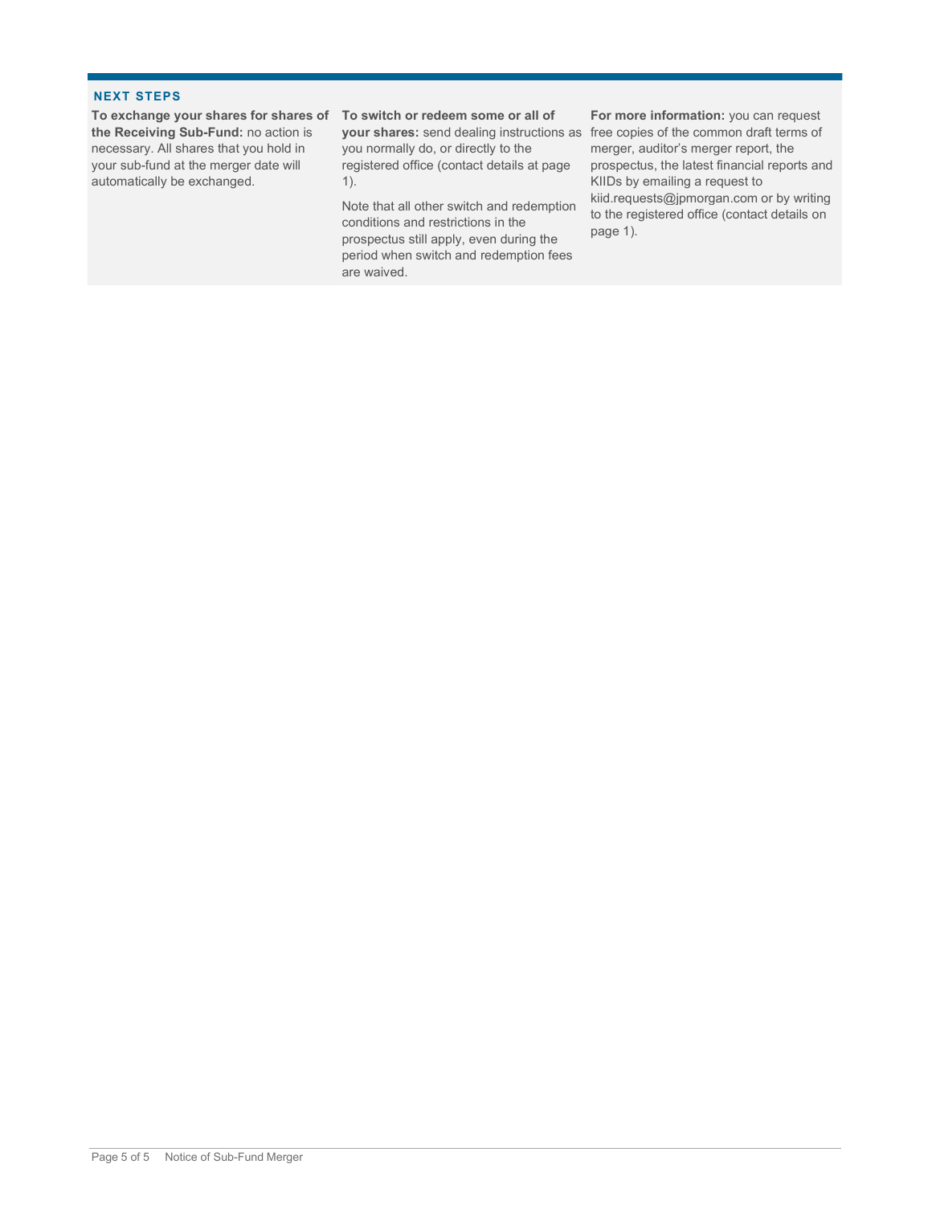## NEXT STEPS

**To exchange your shares for shares of the Receiving Sub-Fund:** no action is necessary. All shares that you hold in your sub-fund at the merger date will automatically be exchanged.

**To switch or redeem some or all of your shares:** send dealing instructions as you normally do, or directly to the registered office (contact details at page 1).

Note that all other switch and redemption conditions and restrictions in the prospectus still apply, even during the period when switch and redemption fees are waived.

**For more information:** you can request free copies of the common draft terms of merger, auditor's merger report, the prospectus, the latest financial reports and KIIDs by emailing a request to kiid.requests@jpmorgan.com or by writing to the registered office (contact details on page 1).